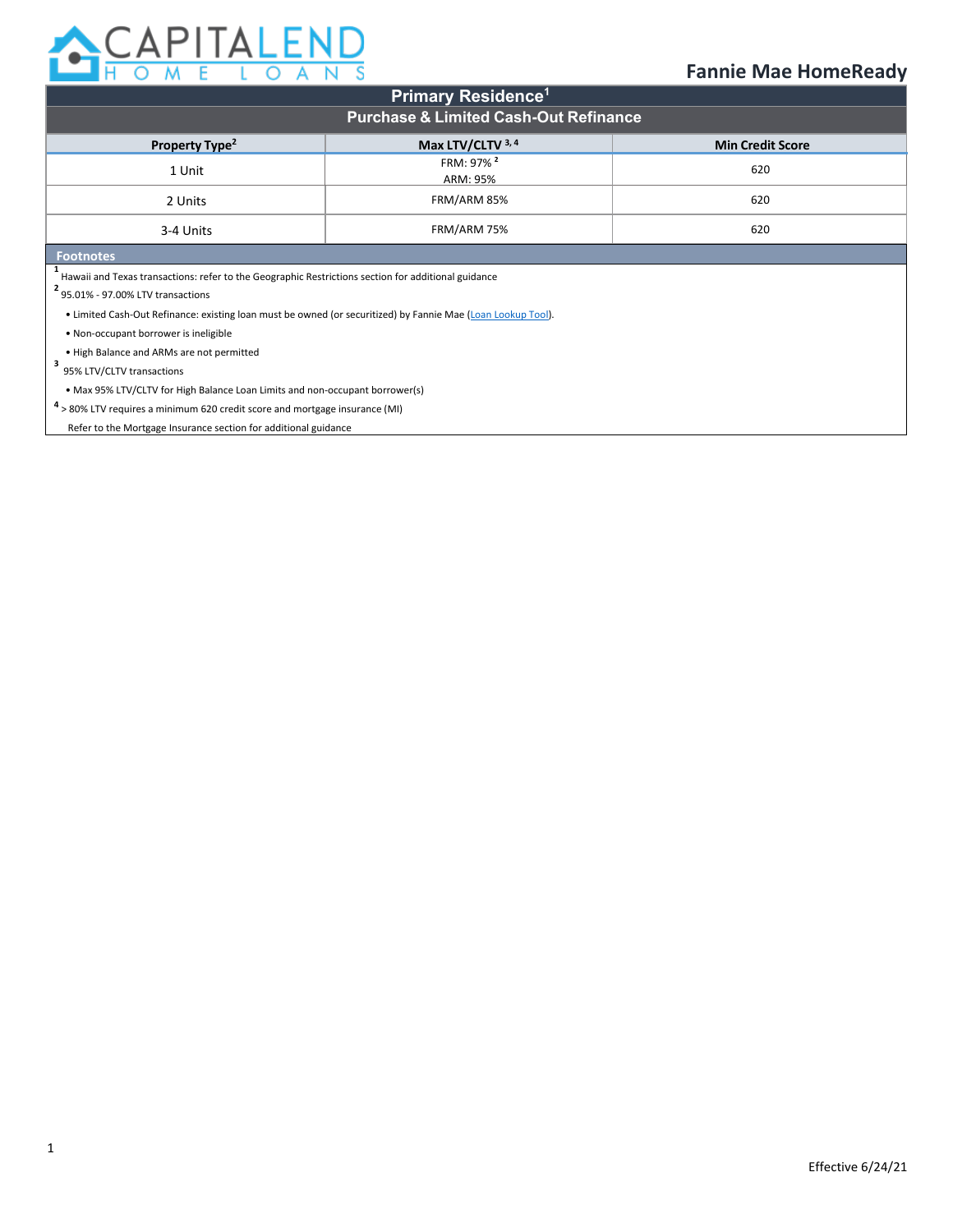# CAPITALEND HOME LOANS

## Fannie Mae HomeReady

| Primary Residence[1] | | |
|---|---|---|
| **Purchase & Limited Cash-Out Refinance** | | |
| **Property Type[2]** | **Max LTV/CLTV [3, 4]** | **Min Credit Score** |
| 1 Unit | FRM: 97% [2]<br>ARM: 95% | 620 |
| 2 Units | FRM/ARM 85% | 620 |
| 3-4 Units | FRM/ARM 75% | 620 |

**Footnotes**

[1] Hawaii and Texas transactions: refer to the Geographic Restrictions section for additional guidance

[2] 95.01% - 97.00% LTV transactions

- Limited Cash-Out Refinance: existing loan must be owned (or securitized) by Fannie Mae (Loan Lookup Tool).
- Non-occupant borrower is ineligible
- High Balance and ARMs are not permitted

[3] 95% LTV/CLTV transactions

- Max 95% LTV/CLTV for High Balance Loan Limits and non-occupant borrower(s)

[4] > 80% LTV requires a minimum 620 credit score and mortgage insurance (MI)

Refer to the Mortgage Insurance section for additional guidance

Effective 6/24/21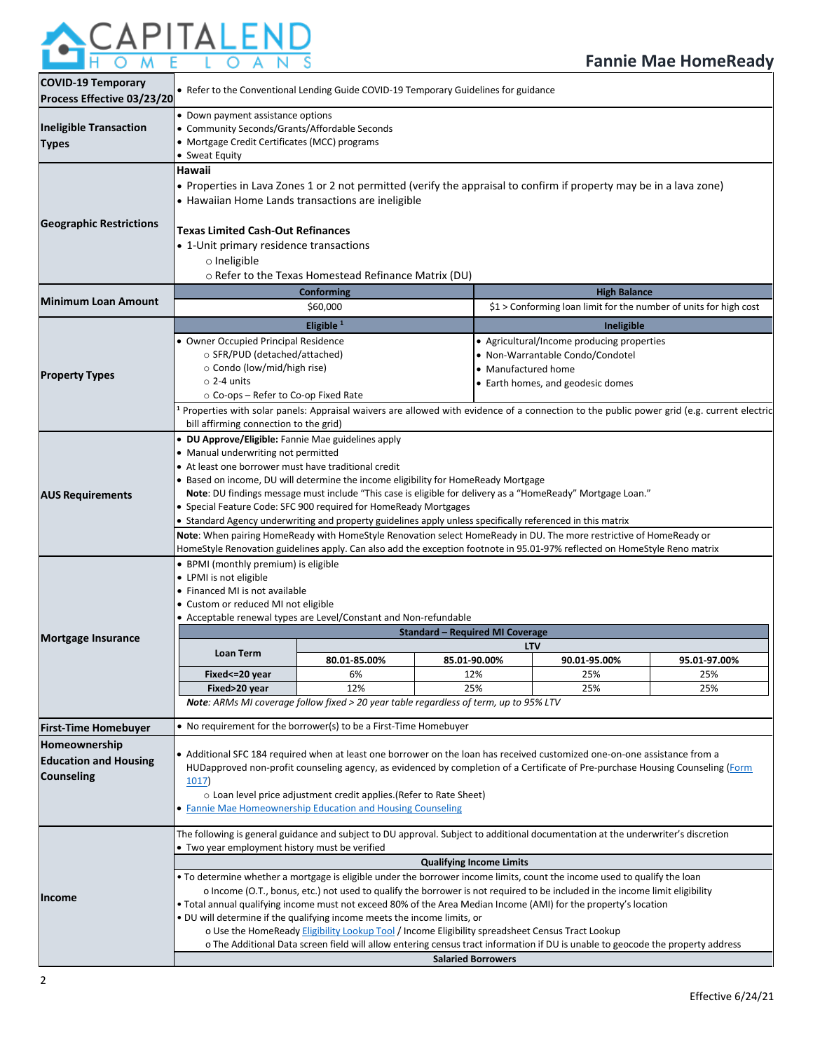# Fannie Mae HomeReady

**COVID-19 Temporary Process Effective 03/23/20**

- Refer to the Conventional Lending Guide COVID-19 Temporary Guidelines for guidance

**Ineligible Transaction Types**

- Down payment assistance options
- Community Seconds/Grants/Affordable Seconds
- Mortgage Credit Certificates (MCC) programs
- Sweat Equity

**Geographic Restrictions**

**Hawaii**

- Properties in Lava Zones 1 or 2 not permitted (verify the appraisal to confirm if property may be in a lava zone)
- Hawaiian Home Lands transactions are ineligible

**Texas Limited Cash-Out Refinances**

- 1-Unit primary residence transactions
  - Ineligible
  - Refer to the Texas Homestead Refinance Matrix (DU)

**Minimum Loan Amount**

| Conforming | High Balance |
|---|---|
| $60,000 | $1 > Conforming loan limit for the number of units for high cost |

**Property Types**

| Eligible [1] | Ineligible |
|---|---|
| • Owner Occupied Principal Residence<br>○ SFR/PUD (detached/attached)<br>○ Condo (low/mid/high rise)<br>○ 2-4 units<br>○ Co-ops – Refer to Co-op Fixed Rate | • Agricultural/Income producing properties<br>• Non-Warrantable Condo/Condotel<br>• Manufactured home<br>• Earth homes, and geodesic domes |

[1] Properties with solar panels: Appraisal waivers are allowed with evidence of a connection to the public power grid (e.g. current electric bill affirming connection to the grid)

**AUS Requirements**

- **DU Approve/Eligible:** Fannie Mae guidelines apply
- Manual underwriting not permitted
- At least one borrower must have traditional credit
- Based on income, DU will determine the income eligibility for HomeReady Mortgage
  **Note**: DU findings message must include "This case is eligible for delivery as a "HomeReady" Mortgage Loan."
- Special Feature Code: SFC 900 required for HomeReady Mortgages
- Standard Agency underwriting and property guidelines apply unless specifically referenced in this matrix

**Note**: When pairing HomeReady with HomeStyle Renovation select HomeReady in DU. The more restrictive of HomeReady or HomeStyle Renovation guidelines apply. Can also add the exception footnote in 95.01-97% reflected on HomeStyle Reno matrix

**Mortgage Insurance**

- BPMI (monthly premium) is eligible
- LPMI is not eligible
- Financed MI is not available
- Custom or reduced MI not eligible
- Acceptable renewal types are Level/Constant and Non-refundable

| Standard – Required MI Coverage | | | | |
|---|---|---|---|---|
| Loan Term | LTV | | | |
| | 80.01-85.00% | 85.01-90.00% | 90.01-95.00% | 95.01-97.00% |
| **Fixed<=20 year** | 6% | 12% | 25% | 25% |
| **Fixed>20 year** | 12% | 25% | 25% | 25% |

***Note**: ARMs MI coverage follow fixed > 20 year table regardless of term, up to 95% LTV*

**First-Time Homebuyer**

- No requirement for the borrower(s) to be a First-Time Homebuyer

**Homeownership Education and Housing Counseling**

- Additional SFC 184 required when at least one borrower on the loan has received customized one-on-one assistance from a HUDapproved non-profit counseling agency, as evidenced by completion of a Certificate of Pre-purchase Housing Counseling (Form 1017)
  - Loan level price adjustment credit applies.(Refer to Rate Sheet)
- Fannie Mae Homeownership Education and Housing Counseling

**Income**

The following is general guidance and subject to DU approval. Subject to additional documentation at the underwriter's discretion

- Two year employment history must be verified

**Qualifying Income Limits**

- To determine whether a mortgage is eligible under the borrower income limits, count the income used to qualify the loan
  - Income (O.T., bonus, etc.) not used to qualify the borrower is not required to be included in the income limit eligibility
- Total annual qualifying income must not exceed 80% of the Area Median Income (AMI) for the property's location
- DU will determine if the qualifying income meets the income limits, or
  - Use the HomeReady Eligibility Lookup Tool / Income Eligibility spreadsheet Census Tract Lookup
  - The Additional Data screen field will allow entering census tract information if DU is unable to geocode the property address

**Salaried Borrowers**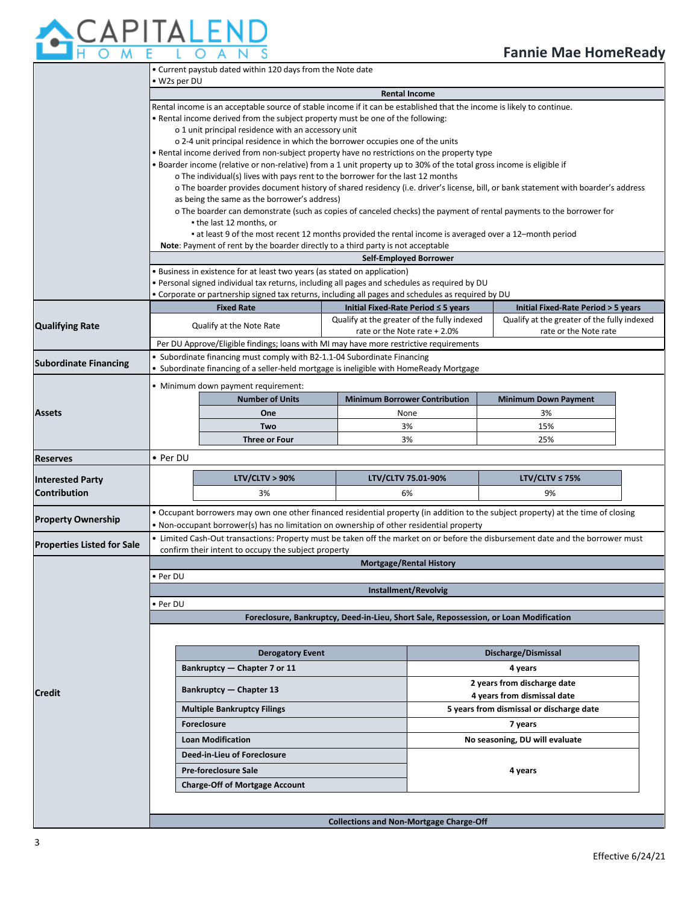- Current paystub dated within 120 days from the Note date
- W2s per DU

### Rental Income

Rental income is an acceptable source of stable income if it can be established that the income is likely to continue.

- Rental income derived from the subject property must be one of the following:
  - 1 unit principal residence with an accessory unit
  - 2-4 unit principal residence in which the borrower occupies one of the units
- Rental income derived from non-subject property have no restrictions on the property type
- Boarder income (relative or non-relative) from a 1 unit property up to 30% of the total gross income is eligible if
  - The individual(s) lives with pays rent to the borrower for the last 12 months
  - The boarder provides document history of shared residency (i.e. driver's license, bill, or bank statement with boarder's address as being the same as the borrower's address)
  - The boarder can demonstrate (such as copies of canceled checks) the payment of rental payments to the borrower for
    - the last 12 months, or
    - at least 9 of the most recent 12 months provided the rental income is averaged over a 12–month period

**Note**: Payment of rent by the boarder directly to a third party is not acceptable

### Self-Employed Borrower

- Business in existence for at least two years (as stated on application)
- Personal signed individual tax returns, including all pages and schedules as required by DU
- Corporate or partnership signed tax returns, including all pages and schedules as required by DU

## Qualifying Rate

| Fixed Rate | Initial Fixed-Rate Period ≤ 5 years | Initial Fixed-Rate Period > 5 years |
|---|---|---|
| Qualify at the Note Rate | Qualify at the greater of the fully indexed rate or the Note rate + 2.0% | Qualify at the greater of the fully indexed rate or the Note rate |

Per DU Approve/Eligible findings; loans with MI may have more restrictive requirements

## Subordinate Financing

- Subordinate financing must comply with B2-1.1-04 Subordinate Financing
- Subordinate financing of a seller-held mortgage is ineligible with HomeReady Mortgage

## Assets

- Minimum down payment requirement:

| Number of Units | Minimum Borrower Contribution | Minimum Down Payment |
|---|---|---|
| One | None | 3% |
| Two | 3% | 15% |
| Three or Four | 3% | 25% |

## Reserves

- Per DU

## Interested Party Contribution

| LTV/CLTV > 90% | LTV/CLTV 75.01-90% | LTV/CLTV ≤ 75% |
|---|---|---|
| 3% | 6% | 9% |

## Property Ownership

- Occupant borrowers may own one other financed residential property (in addition to the subject property) at the time of closing
- Non-occupant borrower(s) has no limitation on ownership of other residential property

## Properties Listed for Sale

- Limited Cash-Out transactions: Property must be taken off the market on or before the disbursement date and the borrower must confirm their intent to occupy the subject property

## Credit

### Mortgage/Rental History

- Per DU

### Installment/Revolvig

- Per DU

### Foreclosure, Bankruptcy, Deed-in-Lieu, Short Sale, Repossession, or Loan Modification

| Derogatory Event | Discharge/Dismissal |
|---|---|
| Bankruptcy — Chapter 7 or 11 | 4 years |
| Bankruptcy — Chapter 13 | 2 years from discharge date<br>4 years from dismissal date |
| Multiple Bankruptcy Filings | 5 years from dismissal or discharge date |
| Foreclosure | 7 years |
| Loan Modification | No seasoning, DU will evaluate |
| Deed-in-Lieu of Foreclosure | 4 years |
| Pre-foreclosure Sale | 4 years |
| Charge-Off of Mortgage Account | 4 years |

### Collections and Non-Mortgage Charge-Off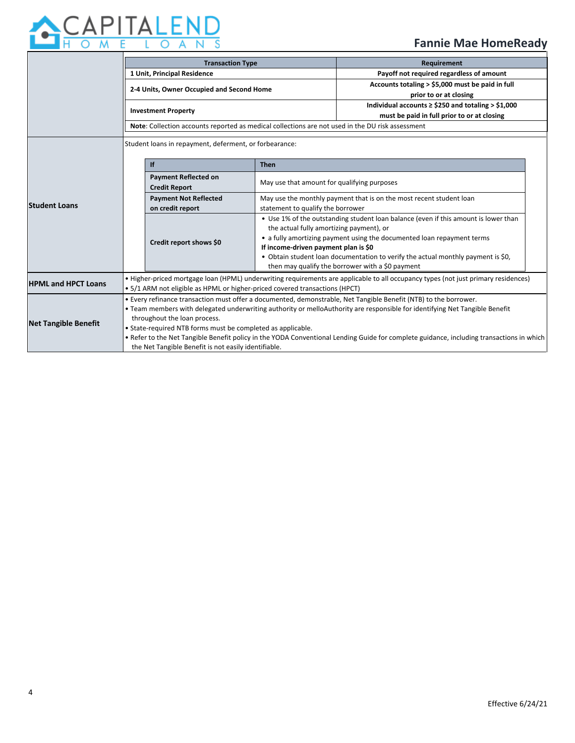# Fannie Mae HomeReady

| | | |
|---|---|---|
| | **Transaction Type** | **Requirement** |
| | **1 Unit, Principal Residence** | **Payoff not required regardless of amount** |
| | **2-4 Units, Owner Occupied and Second Home** | **Accounts totaling > $5,000 must be paid in full prior to or at closing** |
| | **Investment Property** | **Individual accounts ≥ $250 and totaling > $1,000 must be paid in full prior to or at closing** |
| | **Note**: Collection accounts reported as medical collections are not used in the DU risk assessment | |
| **Student Loans** | Student loans in repayment, deferment, or forbearance: | |
| | **If** | **Then** |
| | **Payment Reflected on Credit Report** | May use that amount for qualifying purposes |
| | **Payment Not Reflected on credit report** | May use the monthly payment that is on the most recent student loan statement to qualify the borrower |
| | **Credit report shows $0** | • Use 1% of the outstanding student loan balance (even if this amount is lower than the actual fully amortizing payment), or<br>• a fully amortizing payment using the documented loan repayment terms<br>**If income-driven payment plan is $0**<br>• Obtain student loan documentation to verify the actual monthly payment is $0, then may qualify the borrower with a $0 payment |
| **HPML and HPCT Loans** | • Higher-priced mortgage loan (HPML) underwriting requirements are applicable to all occupancy types (not just primary residences)<br>• 5/1 ARM not eligible as HPML or higher-priced covered transactions (HPCT) | |
| **Net Tangible Benefit** | • Every refinance transaction must offer a documented, demonstrable, Net Tangible Benefit (NTB) to the borrower.<br>• Team members with delegated underwriting authority or melloAuthority are responsible for identifying Net Tangible Benefit throughout the loan process.<br>• State-required NTB forms must be completed as applicable.<br>• Refer to the Net Tangible Benefit policy in the YODA Conventional Lending Guide for complete guidance, including transactions in which the Net Tangible Benefit is not easily identifiable. | |

Effective 6/24/21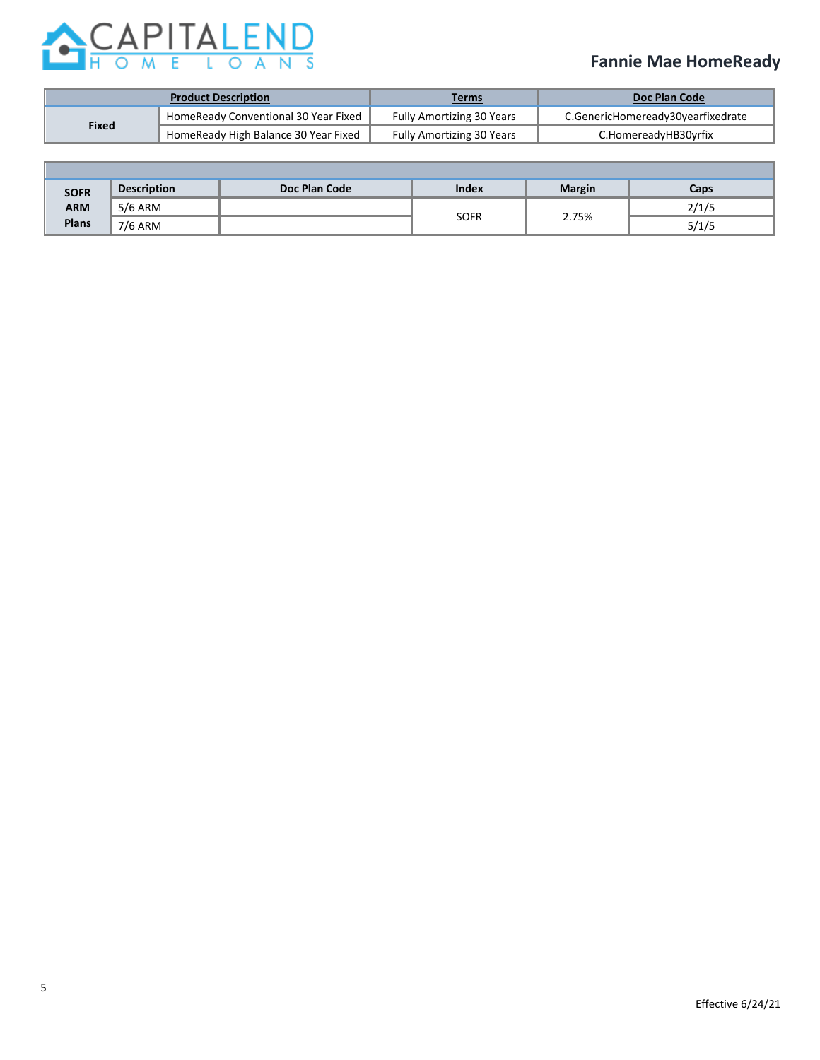## Fannie Mae HomeReady

| Product Description | | Terms | Doc Plan Code |
|---|---|---|---|
| Fixed | HomeReady Conventional 30 Year Fixed | Fully Amortizing 30 Years | C.GenericHomeready30yearfixedrate |
| | HomeReady High Balance 30 Year Fixed | Fully Amortizing 30 Years | C.HomereadyHB30yrfix |

| SOFR ARM Plans | Description | Doc Plan Code | Index | Margin | Caps |
|---|---|---|---|---|---|
| | 5/6 ARM | | SOFR | 2.75% | 2/1/5 |
| | 7/6 ARM | | | | 5/1/5 |

Effective 6/24/21